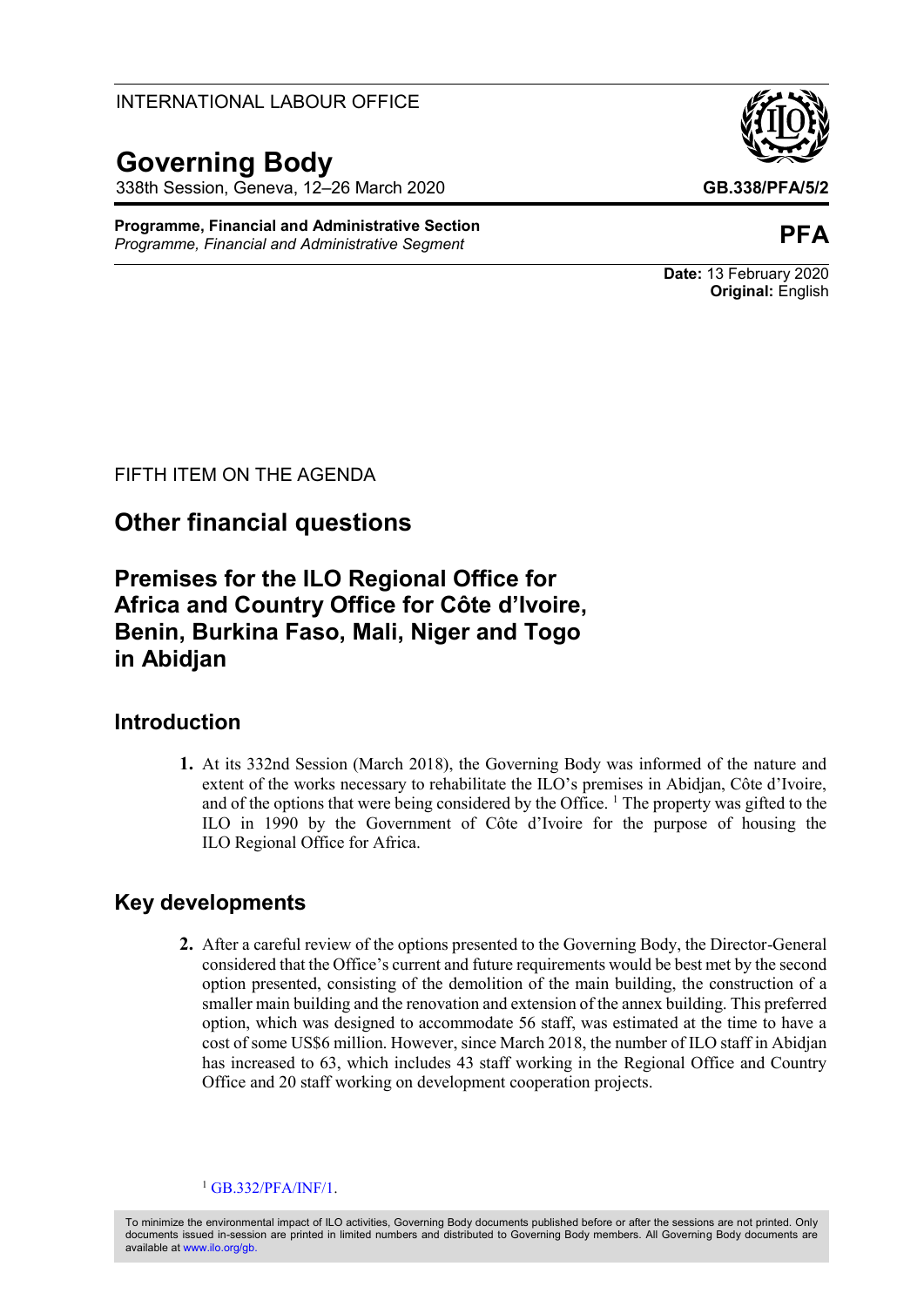INTERNATIONAL LABOUR OFFICE

# Governing Body

338th Session, Geneva, 12–26 March 2020

**GB.338/PFA/5/2**

**Programme, Financial and Administrative Section**
*Programme, Financial and Administrative Segment*

**PFA**

**Date:** 13 February 2020
**Original:** English

FIFTH ITEM ON THE AGENDA

## Other financial questions

## Premises for the ILO Regional Office for Africa and Country Office for Côte d'Ivoire, Benin, Burkina Faso, Mali, Niger and Togo in Abidjan

### Introduction

**1.** At its 332nd Session (March 2018), the Governing Body was informed of the nature and extent of the works necessary to rehabilitate the ILO's premises in Abidjan, Côte d'Ivoire, and of the options that were being considered by the Office. [1] The property was gifted to the ILO in 1990 by the Government of Côte d'Ivoire for the purpose of housing the ILO Regional Office for Africa.

### Key developments

**2.** After a careful review of the options presented to the Governing Body, the Director-General considered that the Office's current and future requirements would be best met by the second option presented, consisting of the demolition of the main building, the construction of a smaller main building and the renovation and extension of the annex building. This preferred option, which was designed to accommodate 56 staff, was estimated at the time to have a cost of some US$6 million. However, since March 2018, the number of ILO staff in Abidjan has increased to 63, which includes 43 staff working in the Regional Office and Country Office and 20 staff working on development cooperation projects.

[1] GB.332/PFA/INF/1.

To minimize the environmental impact of ILO activities, Governing Body documents published before or after the sessions are not printed. Only documents issued in-session are printed in limited numbers and distributed to Governing Body members. All Governing Body documents are available at www.ilo.org/gb.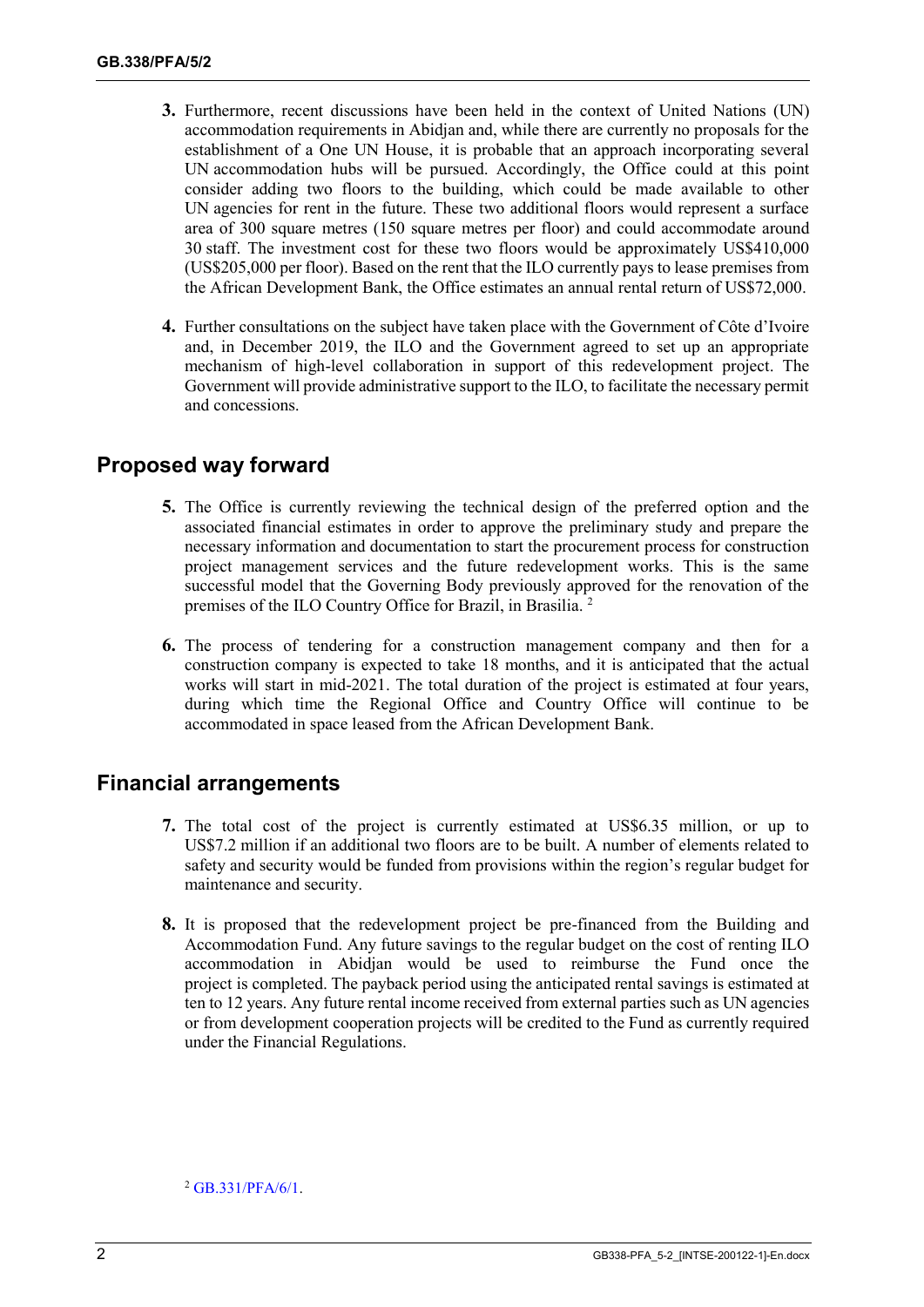3. Furthermore, recent discussions have been held in the context of United Nations (UN) accommodation requirements in Abidjan and, while there are currently no proposals for the establishment of a One UN House, it is probable that an approach incorporating several UN accommodation hubs will be pursued. Accordingly, the Office could at this point consider adding two floors to the building, which could be made available to other UN agencies for rent in the future. These two additional floors would represent a surface area of 300 square metres (150 square metres per floor) and could accommodate around 30 staff. The investment cost for these two floors would be approximately US$410,000 (US$205,000 per floor). Based on the rent that the ILO currently pays to lease premises from the African Development Bank, the Office estimates an annual rental return of US$72,000.

4. Further consultations on the subject have taken place with the Government of Côte d'Ivoire and, in December 2019, the ILO and the Government agreed to set up an appropriate mechanism of high-level collaboration in support of this redevelopment project. The Government will provide administrative support to the ILO, to facilitate the necessary permit and concessions.

## Proposed way forward

5. The Office is currently reviewing the technical design of the preferred option and the associated financial estimates in order to approve the preliminary study and prepare the necessary information and documentation to start the procurement process for construction project management services and the future redevelopment works. This is the same successful model that the Governing Body previously approved for the renovation of the premises of the ILO Country Office for Brazil, in Brasilia. [2]

6. The process of tendering for a construction management company and then for a construction company is expected to take 18 months, and it is anticipated that the actual works will start in mid-2021. The total duration of the project is estimated at four years, during which time the Regional Office and Country Office will continue to be accommodated in space leased from the African Development Bank.

## Financial arrangements

7. The total cost of the project is currently estimated at US$6.35 million, or up to US$7.2 million if an additional two floors are to be built. A number of elements related to safety and security would be funded from provisions within the region's regular budget for maintenance and security.

8. It is proposed that the redevelopment project be pre-financed from the Building and Accommodation Fund. Any future savings to the regular budget on the cost of renting ILO accommodation in Abidjan would be used to reimburse the Fund once the project is completed. The payback period using the anticipated rental savings is estimated at ten to 12 years. Any future rental income received from external parties such as UN agencies or from development cooperation projects will be credited to the Fund as currently required under the Financial Regulations.

[2] GB.331/PFA/6/1.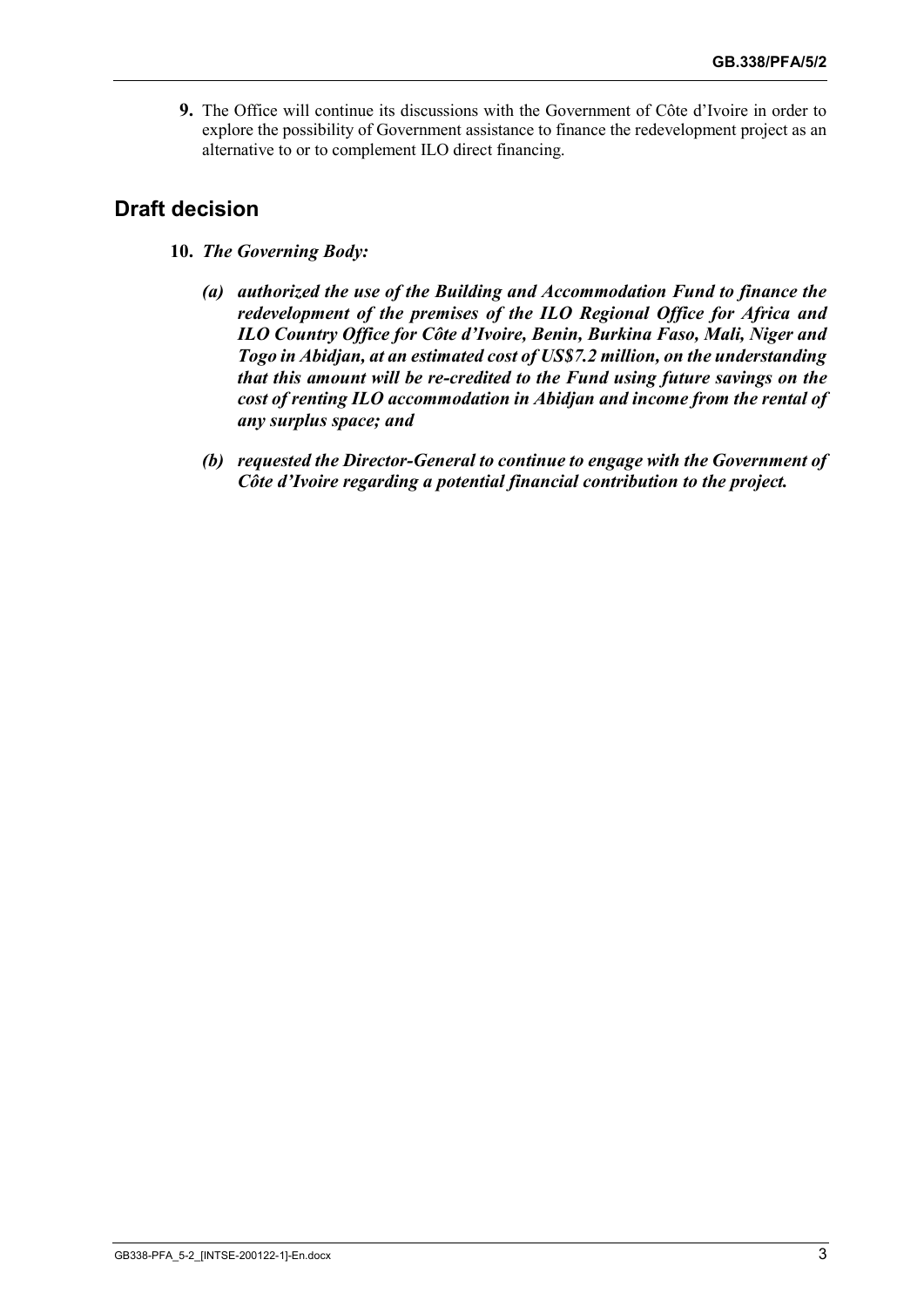**9.** The Office will continue its discussions with the Government of Côte d'Ivoire in order to explore the possibility of Government assistance to finance the redevelopment project as an alternative to or to complement ILO direct financing.

## Draft decision

**10.** ***The Governing Body:***

***(a) authorized the use of the Building and Accommodation Fund to finance the redevelopment of the premises of the ILO Regional Office for Africa and ILO Country Office for Côte d'Ivoire, Benin, Burkina Faso, Mali, Niger and Togo in Abidjan, at an estimated cost of US$7.2 million, on the understanding that this amount will be re-credited to the Fund using future savings on the cost of renting ILO accommodation in Abidjan and income from the rental of any surplus space; and***

***(b) requested the Director-General to continue to engage with the Government of Côte d'Ivoire regarding a potential financial contribution to the project.***